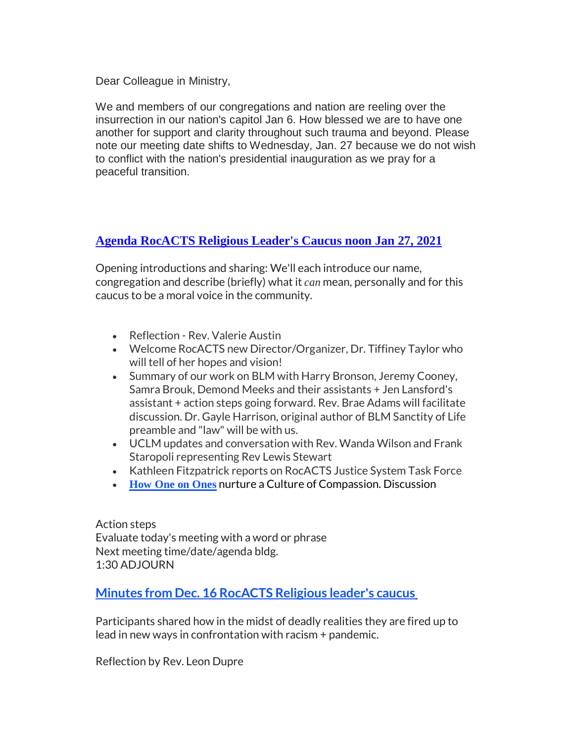Dear Colleague in Ministry,

We and members of our congregations and nation are reeling over the insurrection in our nation's capitol Jan 6. How blessed we are to have one another for support and clarity throughout such trauma and beyond. Please note our meeting date shifts to Wednesday, Jan. 27 because we do not wish to conflict with the nation's presidential inauguration as we pray for a peaceful transition.

## Agenda RocACTS Religious Leader's Caucus noon Jan 27, 2021

Opening introductions and sharing: We'll each introduce our name, congregation and describe (briefly) what it *can* mean, personally and for this caucus to be a moral voice in the community.

- Reflection - Rev. Valerie Austin
- Welcome RocACTS new Director/Organizer, Dr. Tiffiney Taylor who will tell of her hopes and vision!
- Summary of our work on BLM with Harry Bronson, Jeremy Cooney, Samra Brouk, Demond Meeks and their assistants + Jen Lansford's assistant + action steps going forward. Rev. Brae Adams will facilitate discussion. Dr. Gayle Harrison, original author of BLM Sanctity of Life preamble and "law" will be with us.
- UCLM updates and conversation with Rev. Wanda Wilson and Frank Staropoli representing Rev Lewis Stewart
- Kathleen Fitzpatrick reports on RocACTS Justice System Task Force
- **How One on Ones** nurture a Culture of Compassion. Discussion

Action steps
Evaluate today's meeting with a word or phrase
Next meeting time/date/agenda bldg.
1:30 ADJOURN

## Minutes from Dec. 16 RocACTS Religious leader's caucus

Participants shared how in the midst of deadly realities they are fired up to lead in new ways in confrontation with racism + pandemic.

Reflection by Rev. Leon Dupre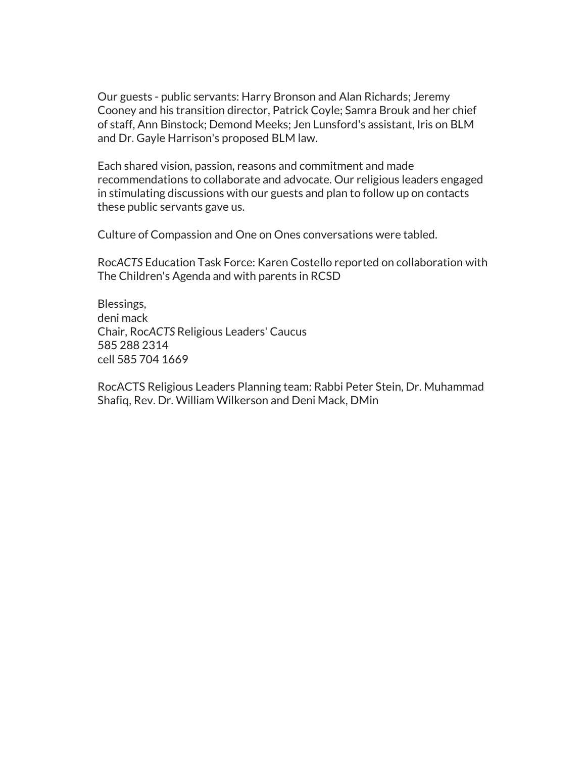Our guests - public servants: Harry Bronson and Alan Richards; Jeremy Cooney and his transition director, Patrick Coyle; Samra Brouk and her chief of staff, Ann Binstock; Demond Meeks; Jen Lunsford's assistant, Iris on BLM and Dr. Gayle Harrison's proposed BLM law.

Each shared vision, passion, reasons and commitment and made recommendations to collaborate and advocate. Our religious leaders engaged in stimulating discussions with our guests and plan to follow up on contacts these public servants gave us.

Culture of Compassion and One on Ones conversations were tabled.

Roc*ACTS* Education Task Force: Karen Costello reported on collaboration with The Children's Agenda and with parents in RCSD

Blessings,  
deni mack  
Chair, Roc*ACTS* Religious Leaders' Caucus  
585 288 2314  
cell 585 704 1669

RocACTS Religious Leaders Planning team: Rabbi Peter Stein, Dr. Muhammad Shafiq, Rev. Dr. William Wilkerson and Deni Mack, DMin